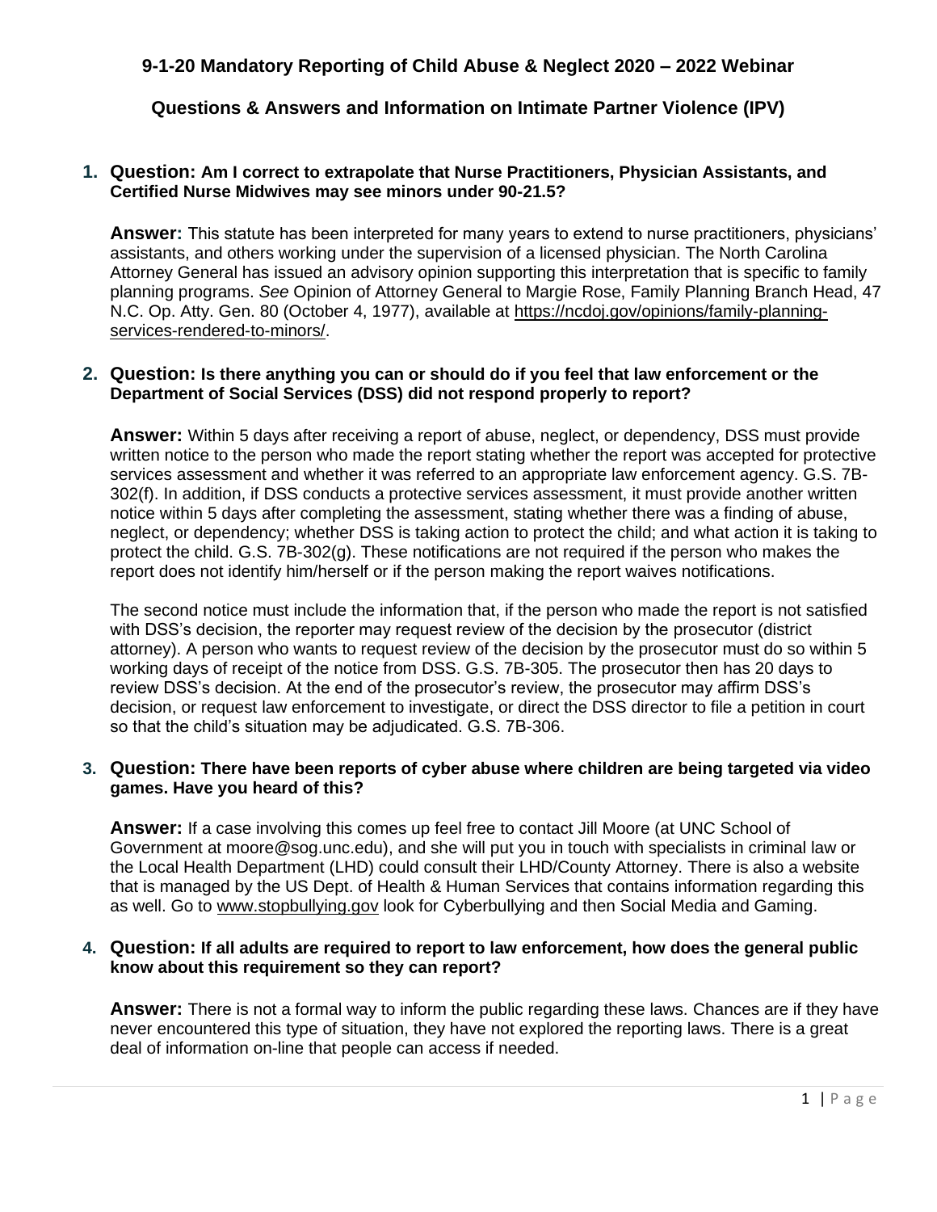# 9-1-20 Mandatory Reporting of Child Abuse & Neglect 2020 – 2022 Webinar

## Questions & Answers and Information on Intimate Partner Violence (IPV)

1. **Question: Am I correct to extrapolate that Nurse Practitioners, Physician Assistants, and Certified Nurse Midwives may see minors under 90-21.5?**

   **Answer:** This statute has been interpreted for many years to extend to nurse practitioners, physicians' assistants, and others working under the supervision of a licensed physician. The North Carolina Attorney General has issued an advisory opinion supporting this interpretation that is specific to family planning programs. *See* Opinion of Attorney General to Margie Rose, Family Planning Branch Head, 47 N.C. Op. Atty. Gen. 80 (October 4, 1977), available at https://ncdoj.gov/opinions/family-planning-services-rendered-to-minors/.

2. **Question: Is there anything you can or should do if you feel that law enforcement or the Department of Social Services (DSS) did not respond properly to report?**

   **Answer:** Within 5 days after receiving a report of abuse, neglect, or dependency, DSS must provide written notice to the person who made the report stating whether the report was accepted for protective services assessment and whether it was referred to an appropriate law enforcement agency. G.S. 7B-302(f). In addition, if DSS conducts a protective services assessment, it must provide another written notice within 5 days after completing the assessment, stating whether there was a finding of abuse, neglect, or dependency; whether DSS is taking action to protect the child; and what action it is taking to protect the child. G.S. 7B-302(g). These notifications are not required if the person who makes the report does not identify him/herself or if the person making the report waives notifications.

   The second notice must include the information that, if the person who made the report is not satisfied with DSS's decision, the reporter may request review of the decision by the prosecutor (district attorney). A person who wants to request review of the decision by the prosecutor must do so within 5 working days of receipt of the notice from DSS. G.S. 7B-305. The prosecutor then has 20 days to review DSS's decision. At the end of the prosecutor's review, the prosecutor may affirm DSS's decision, or request law enforcement to investigate, or direct the DSS director to file a petition in court so that the child's situation may be adjudicated. G.S. 7B-306.

3. **Question: There have been reports of cyber abuse where children are being targeted via video games. Have you heard of this?**

   **Answer:** If a case involving this comes up feel free to contact Jill Moore (at UNC School of Government at moore@sog.unc.edu), and she will put you in touch with specialists in criminal law or the Local Health Department (LHD) could consult their LHD/County Attorney. There is also a website that is managed by the US Dept. of Health & Human Services that contains information regarding this as well. Go to www.stopbullying.gov look for Cyberbullying and then Social Media and Gaming.

4. **Question: If all adults are required to report to law enforcement, how does the general public know about this requirement so they can report?**

   **Answer:** There is not a formal way to inform the public regarding these laws. Chances are if they have never encountered this type of situation, they have not explored the reporting laws. There is a great deal of information on-line that people can access if needed.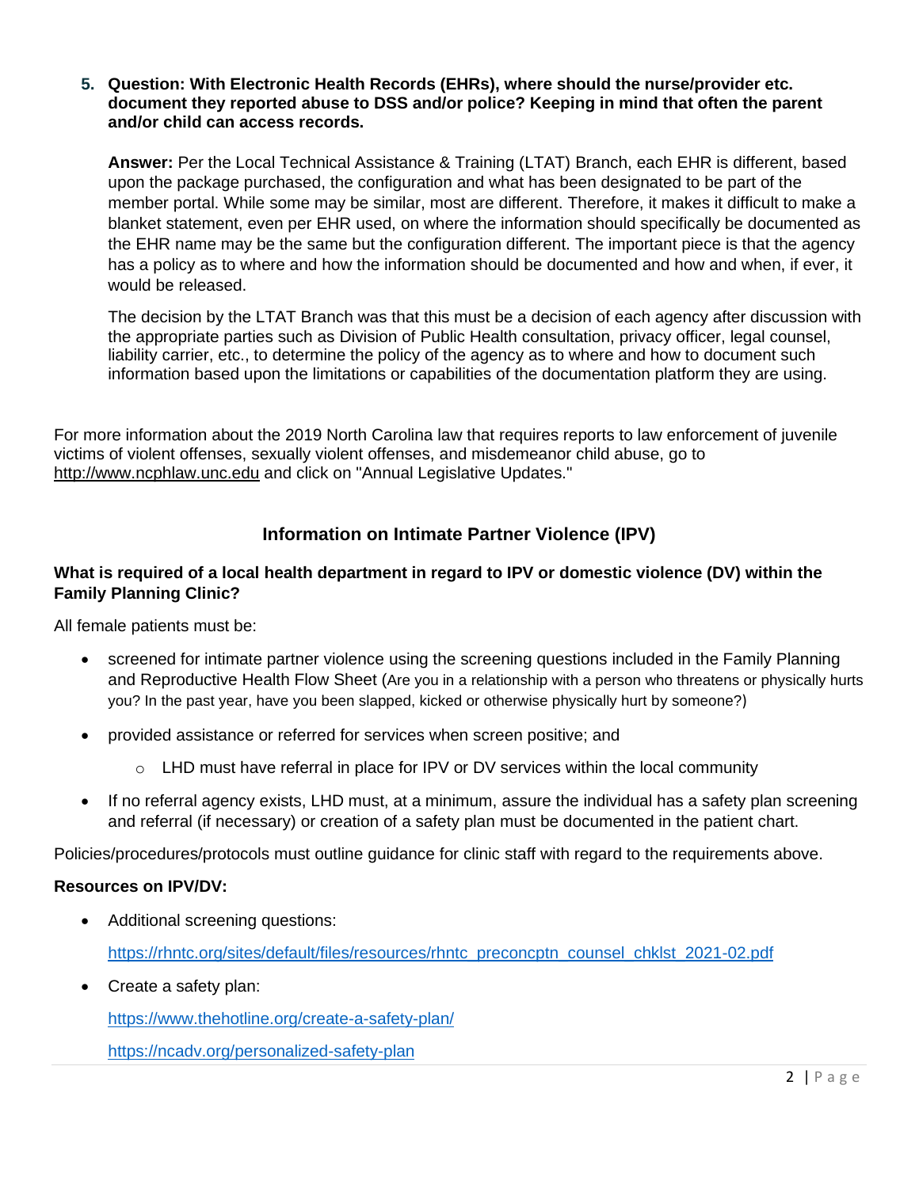5. **Question: With Electronic Health Records (EHRs), where should the nurse/provider etc. document they reported abuse to DSS and/or police? Keeping in mind that often the parent and/or child can access records.**

   **Answer:** Per the Local Technical Assistance & Training (LTAT) Branch, each EHR is different, based upon the package purchased, the configuration and what has been designated to be part of the member portal. While some may be similar, most are different. Therefore, it makes it difficult to make a blanket statement, even per EHR used, on where the information should specifically be documented as the EHR name may be the same but the configuration different. The important piece is that the agency has a policy as to where and how the information should be documented and how and when, if ever, it would be released.

   The decision by the LTAT Branch was that this must be a decision of each agency after discussion with the appropriate parties such as Division of Public Health consultation, privacy officer, legal counsel, liability carrier, etc., to determine the policy of the agency as to where and how to document such information based upon the limitations or capabilities of the documentation platform they are using.

For more information about the 2019 North Carolina law that requires reports to law enforcement of juvenile victims of violent offenses, sexually violent offenses, and misdemeanor child abuse, go to http://www.ncphlaw.unc.edu and click on "Annual Legislative Updates."

## Information on Intimate Partner Violence (IPV)

### What is required of a local health department in regard to IPV or domestic violence (DV) within the Family Planning Clinic?

All female patients must be:

- screened for intimate partner violence using the screening questions included in the Family Planning and Reproductive Health Flow Sheet (Are you in a relationship with a person who threatens or physically hurts you? In the past year, have you been slapped, kicked or otherwise physically hurt by someone?)
- provided assistance or referred for services when screen positive; and
  - LHD must have referral in place for IPV or DV services within the local community
- If no referral agency exists, LHD must, at a minimum, assure the individual has a safety plan screening and referral (if necessary) or creation of a safety plan must be documented in the patient chart.

Policies/procedures/protocols must outline guidance for clinic staff with regard to the requirements above.

**Resources on IPV/DV:**

- Additional screening questions:

  https://rhntc.org/sites/default/files/resources/rhntc_preconcptn_counsel_chklst_2021-02.pdf

- Create a safety plan:

  https://www.thehotline.org/create-a-safety-plan/

  https://ncadv.org/personalized-safety-plan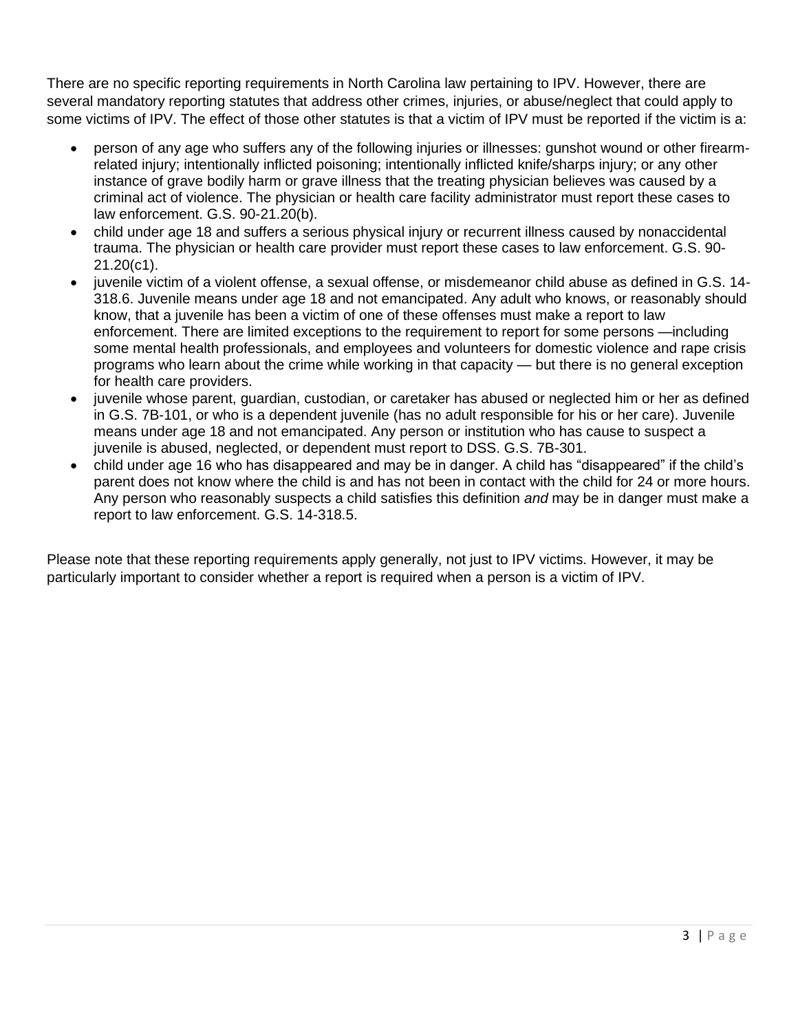There are no specific reporting requirements in North Carolina law pertaining to IPV. However, there are several mandatory reporting statutes that address other crimes, injuries, or abuse/neglect that could apply to some victims of IPV. The effect of those other statutes is that a victim of IPV must be reported if the victim is a:

- person of any age who suffers any of the following injuries or illnesses: gunshot wound or other firearm-related injury; intentionally inflicted poisoning; intentionally inflicted knife/sharps injury; or any other instance of grave bodily harm or grave illness that the treating physician believes was caused by a criminal act of violence. The physician or health care facility administrator must report these cases to law enforcement. G.S. 90-21.20(b).
- child under age 18 and suffers a serious physical injury or recurrent illness caused by nonaccidental trauma. The physician or health care provider must report these cases to law enforcement. G.S. 90-21.20(c1).
- juvenile victim of a violent offense, a sexual offense, or misdemeanor child abuse as defined in G.S. 14-318.6. Juvenile means under age 18 and not emancipated. Any adult who knows, or reasonably should know, that a juvenile has been a victim of one of these offenses must make a report to law enforcement. There are limited exceptions to the requirement to report for some persons —including some mental health professionals, and employees and volunteers for domestic violence and rape crisis programs who learn about the crime while working in that capacity — but there is no general exception for health care providers.
- juvenile whose parent, guardian, custodian, or caretaker has abused or neglected him or her as defined in G.S. 7B-101, or who is a dependent juvenile (has no adult responsible for his or her care). Juvenile means under age 18 and not emancipated. Any person or institution who has cause to suspect a juvenile is abused, neglected, or dependent must report to DSS. G.S. 7B-301.
- child under age 16 who has disappeared and may be in danger. A child has "disappeared" if the child's parent does not know where the child is and has not been in contact with the child for 24 or more hours. Any person who reasonably suspects a child satisfies this definition *and* may be in danger must make a report to law enforcement. G.S. 14-318.5.

Please note that these reporting requirements apply generally, not just to IPV victims. However, it may be particularly important to consider whether a report is required when a person is a victim of IPV.